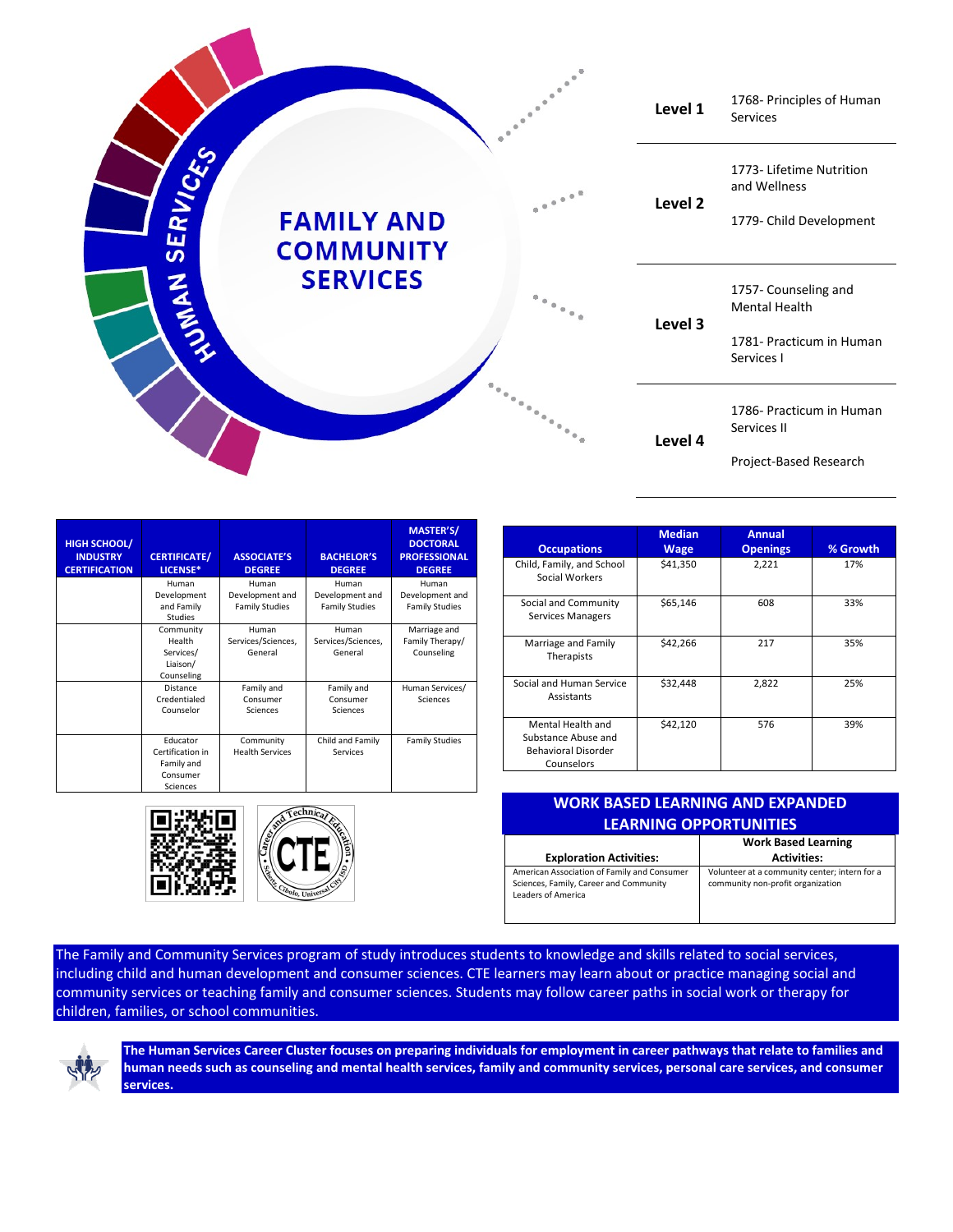# FAMILY AND COMMUNITY SERVICES

HUMAN SERVICES

| Level | Courses |
|---|---|
| Level 1 | 1768- Principles of Human Services |
| Level 2 | 1773- Lifetime Nutrition and Wellness<br>1779- Child Development |
| Level 3 | 1757- Counseling and Mental Health<br>1781- Practicum in Human Services I |
| Level 4 | 1786- Practicum in Human Services II<br>Project-Based Research |

| HIGH SCHOOL/ INDUSTRY CERTIFICATION | CERTIFICATE/ LICENSE* | ASSOCIATE'S DEGREE | BACHELOR'S DEGREE | MASTER'S/ DOCTORAL PROFESSIONAL DEGREE |
|---|---|---|---|---|
| | Human Development and Family Studies | Human Development and Family Studies | Human Development and Family Studies | Human Development and Family Studies |
| | Community Health Services/ Liaison/ Counseling | Human Services/Sciences, General | Human Services/Sciences, General | Marriage and Family Therapy/ Counseling |
| | Distance Credentialed Counselor | Family and Consumer Sciences | Family and Consumer Sciences | Human Services/ Sciences |
| | Educator Certification in Family and Consumer Sciences | Community Health Services | Child and Family Services | Family Studies |

| Occupations | Median Wage | Annual Openings | % Growth |
|---|---|---|---|
| Child, Family, and School Social Workers | $41,350 | 2,221 | 17% |
| Social and Community Services Managers | $65,146 | 608 | 33% |
| Marriage and Family Therapists | $42,266 | 217 | 35% |
| Social and Human Service Assistants | $32,448 | 2,822 | 25% |
| Mental Health and Substance Abuse and Behavioral Disorder Counselors | $42,120 | 576 | 39% |

## WORK BASED LEARNING AND EXPANDED LEARNING OPPORTUNITIES

| Exploration Activities: | Work Based Learning Activities: |
|---|---|
| American Association of Family and Consumer Sciences, Family, Career and Community Leaders of America | Volunteer at a community center; intern for a community non-profit organization |

The Family and Community Services program of study introduces students to knowledge and skills related to social services, including child and human development and consumer sciences. CTE learners may learn about or practice managing social and community services or teaching family and consumer sciences. Students may follow career paths in social work or therapy for children, families, or school communities.

**The Human Services Career Cluster focuses on preparing individuals for employment in career pathways that relate to families and human needs such as counseling and mental health services, family and community services, personal care services, and consumer services.**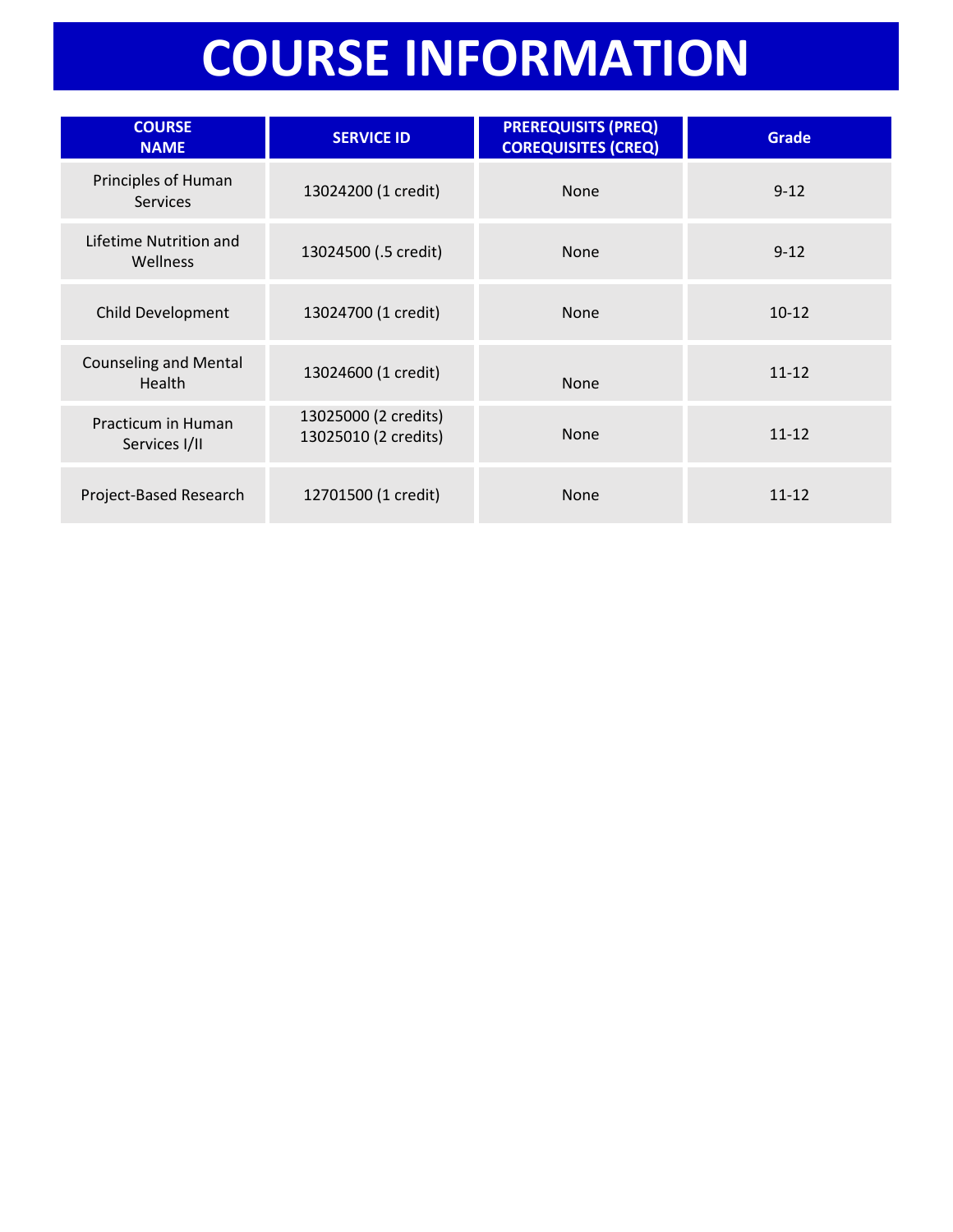# COURSE INFORMATION

| COURSE NAME | SERVICE ID | PREREQUISITS (PREQ) COREQUISITES (CREQ) | Grade |
|---|---|---|---|
| Principles of Human Services | 13024200 (1 credit) | None | 9-12 |
| Lifetime Nutrition and Wellness | 13024500 (.5 credit) | None | 9-12 |
| Child Development | 13024700 (1 credit) | None | 10-12 |
| Counseling and Mental Health | 13024600 (1 credit) | None | 11-12 |
| Practicum in Human Services I/II | 13025000 (2 credits) 13025010 (2 credits) | None | 11-12 |
| Project-Based Research | 12701500 (1 credit) | None | 11-12 |